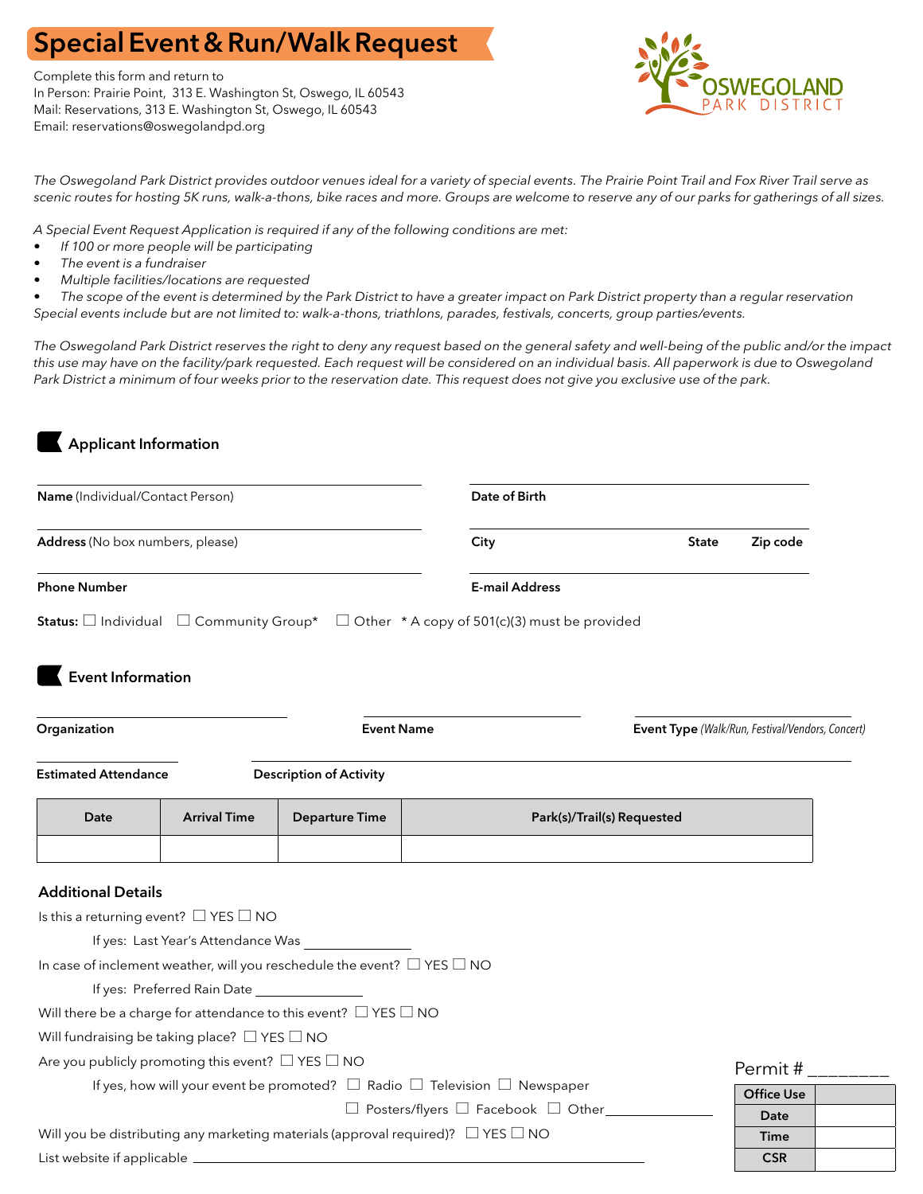# Special Event & Run/Walk Request

Complete this form and return to
In Person: Prairie Point, 313 E. Washington St, Oswego, IL 60543
Mail: Reservations, 313 E. Washington St, Oswego, IL 60543
Email: reservations@oswegolandpd.org

OSWEGOLAND PARK DISTRICT

*The Oswegoland Park District provides outdoor venues ideal for a variety of special events. The Prairie Point Trail and Fox River Trail serve as scenic routes for hosting 5K runs, walk-a-thons, bike races and more. Groups are welcome to reserve any of our parks for gatherings of all sizes.*

*A Special Event Request Application is required if any of the following conditions are met:*

- *If 100 or more people will be participating*
- *The event is a fundraiser*
- *Multiple facilities/locations are requested*
- *The scope of the event is determined by the Park District to have a greater impact on Park District property than a regular reservation*

*Special events include but are not limited to: walk-a-thons, triathlons, parades, festivals, concerts, group parties/events.*

*The Oswegoland Park District reserves the right to deny any request based on the general safety and well-being of the public and/or the impact this use may have on the facility/park requested. Each request will be considered on an individual basis. All paperwork is due to Oswegoland Park District a minimum of four weeks prior to the reservation date. This request does not give you exclusive use of the park.*

## Applicant Information

**Name** (Individual/Contact Person) ______________________ **Date of Birth** ______________________

**Address** (No box numbers, please) ______________________ **City** ____________ **State** ______ **Zip code** ______

**Phone Number** ______________________ **E-mail Address** ______________________

**Status:** ☐ Individual ☐ Community Group* ☐ Other * A copy of 501(c)(3) must be provided

## Event Information

**Organization** ______________________ **Event Name** ______________________ **Event Type** *(Walk/Run, Festival/Vendors, Concert)* ______________________

**Estimated Attendance** ____________ **Description of Activity** ______________________

| Date | Arrival Time | Departure Time | Park(s)/Trail(s) Requested |
|---|---|---|---|
| | | | |

### Additional Details

Is this a returning event? ☐ YES ☐ NO

If yes: Last Year's Attendance Was ______________

In case of inclement weather, will you reschedule the event? ☐ YES ☐ NO

If yes: Preferred Rain Date ______________

Will there be a charge for attendance to this event? ☐ YES ☐ NO

Will fundraising be taking place? ☐ YES ☐ NO

Are you publicly promoting this event? ☐ YES ☐ NO

If yes, how will your event be promoted? ☐ Radio ☐ Television ☐ Newspaper ☐ Posters/flyers ☐ Facebook ☐ Other______________

Will you be distributing any marketing materials (approval required)? ☐ YES ☐ NO

List website if applicable ______________________________

Permit # ________

| Office Use | |
|---|---|
| Date | |
| Time | |
| CSR | |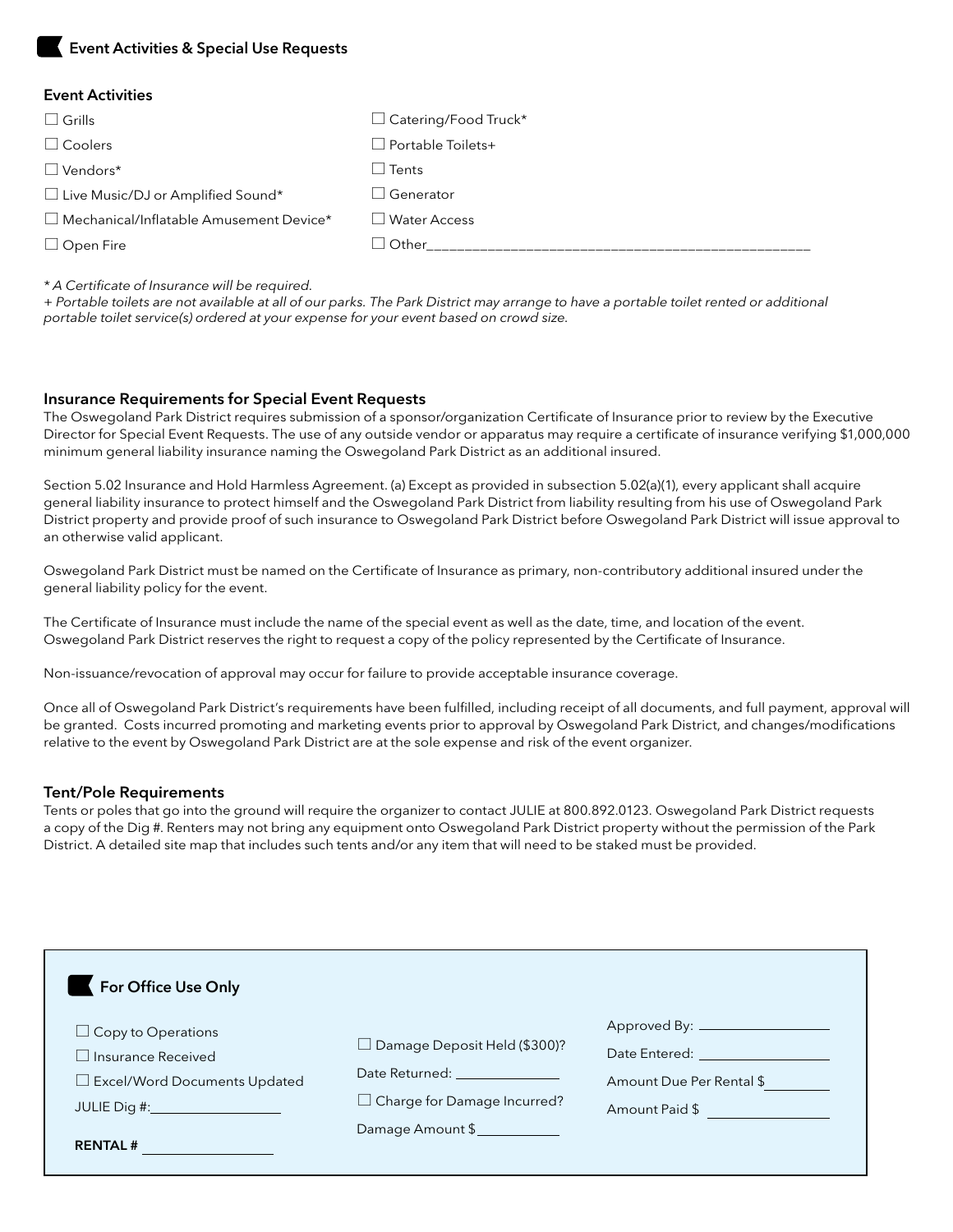## Event Activities & Special Use Requests

### Event Activities

- ☐ Grills
- ☐ Coolers
- ☐ Vendors*
- ☐ Live Music/DJ or Amplified Sound*
- ☐ Mechanical/Inflatable Amusement Device*
- ☐ Open Fire
- ☐ Catering/Food Truck*
- ☐ Portable Toilets+
- ☐ Tents
- ☐ Generator
- ☐ Water Access
- ☐ Other___________________________________________________

*\* A Certificate of Insurance will be required.*
*+ Portable toilets are not available at all of our parks. The Park District may arrange to have a portable toilet rented or additional portable toilet service(s) ordered at your expense for your event based on crowd size.*

### Insurance Requirements for Special Event Requests

The Oswegoland Park District requires submission of a sponsor/organization Certificate of Insurance prior to review by the Executive Director for Special Event Requests. The use of any outside vendor or apparatus may require a certificate of insurance verifying $1,000,000 minimum general liability insurance naming the Oswegoland Park District as an additional insured.

Section 5.02 Insurance and Hold Harmless Agreement. (a) Except as provided in subsection 5.02(a)(1), every applicant shall acquire general liability insurance to protect himself and the Oswegoland Park District from liability resulting from his use of Oswegoland Park District property and provide proof of such insurance to Oswegoland Park District before Oswegoland Park District will issue approval to an otherwise valid applicant.

Oswegoland Park District must be named on the Certificate of Insurance as primary, non-contributory additional insured under the general liability policy for the event.

The Certificate of Insurance must include the name of the special event as well as the date, time, and location of the event. Oswegoland Park District reserves the right to request a copy of the policy represented by the Certificate of Insurance.

Non-issuance/revocation of approval may occur for failure to provide acceptable insurance coverage.

Once all of Oswegoland Park District's requirements have been fulfilled, including receipt of all documents, and full payment, approval will be granted. Costs incurred promoting and marketing events prior to approval by Oswegoland Park District, and changes/modifications relative to the event by Oswegoland Park District are at the sole expense and risk of the event organizer.

### Tent/Pole Requirements

Tents or poles that go into the ground will require the organizer to contact JULIE at 800.892.0123. Oswegoland Park District requests a copy of the Dig #. Renters may not bring any equipment onto Oswegoland Park District property without the permission of the Park District. A detailed site map that includes such tents and/or any item that will need to be staked must be provided.

## For Office Use Only

- ☐ Copy to Operations
- ☐ Insurance Received
- ☐ Excel/Word Documents Updated

JULIE Dig #: ________________

**RENTAL #** ________________

- ☐ Damage Deposit Held ($300)?

Date Returned: ______________

- ☐ Charge for Damage Incurred?

Damage Amount $ ___________

Approved By: ________________

Date Entered: ________________

Amount Due Per Rental $ ________

Amount Paid $ ________________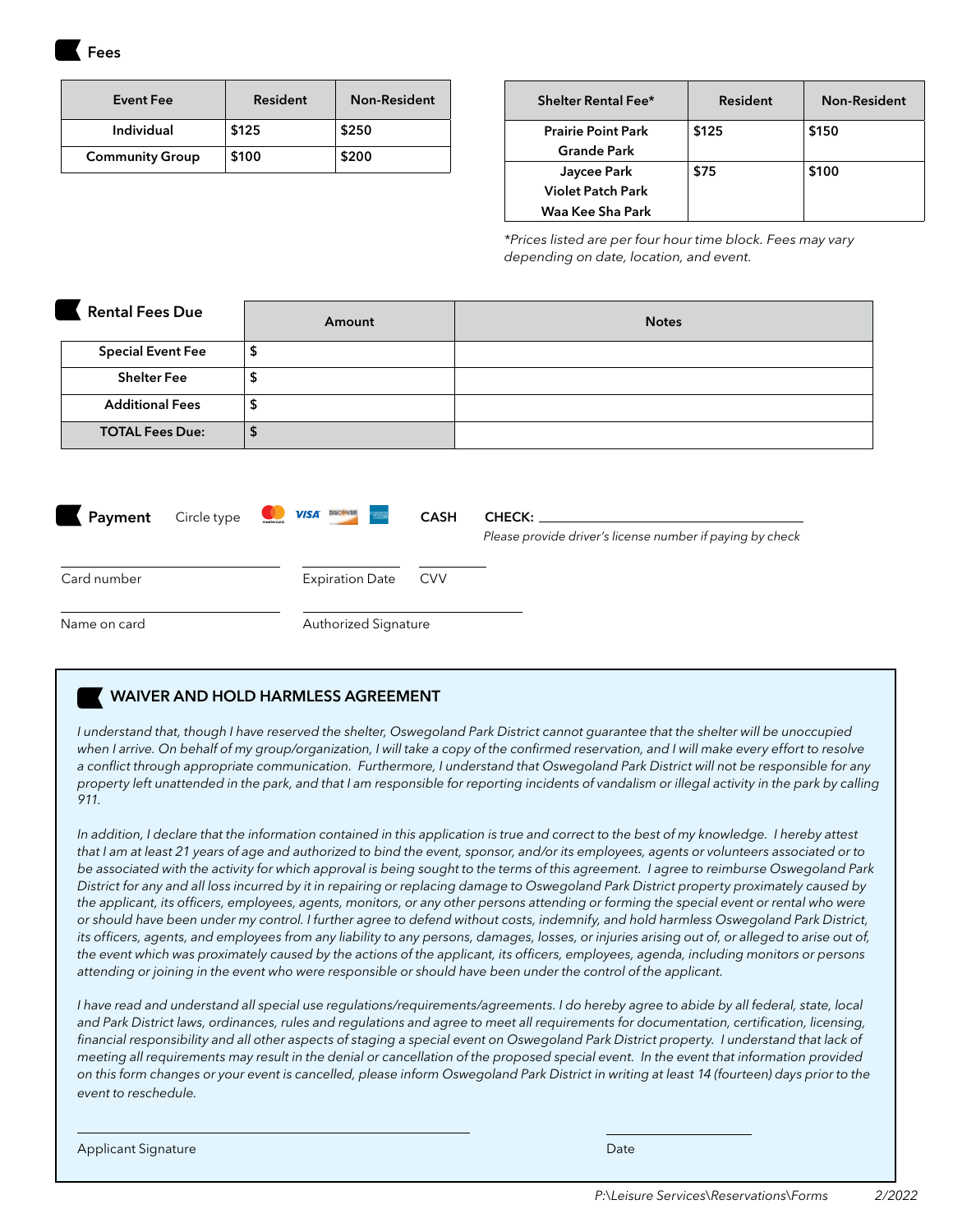## Fees

| Event Fee | Resident | Non-Resident |
|---|---|---|
| Individual | $125 | $250 |
| Community Group | $100 | $200 |

| Shelter Rental Fee* | Resident | Non-Resident |
|---|---|---|
| Prairie Point Park<br>Grande Park | $125 | $150 |
| Jaycee Park<br>Violet Patch Park<br>Waa Kee Sha Park | $75 | $100 |

*\*Prices listed are per four hour time block. Fees may vary depending on date, location, and event.*

## Rental Fees Due

| | Amount | Notes |
|---|---|---|
| Special Event Fee | $ | |
| Shelter Fee | $ | |
| Additional Fees | $ | |
| TOTAL Fees Due: | $ | |

## Payment

Circle type: Mastercard VISA Discover American Express CASH CHECK: ____________________

*Please provide driver's license number if paying by check*

Card number ____________________ Expiration Date __________ CVV ______

Name on card ____________________ Authorized Signature ____________________

## WAIVER AND HOLD HARMLESS AGREEMENT

*I understand that, though I have reserved the shelter, Oswegoland Park District cannot guarantee that the shelter will be unoccupied when I arrive. On behalf of my group/organization, I will take a copy of the confirmed reservation, and I will make every effort to resolve a conflict through appropriate communication. Furthermore, I understand that Oswegoland Park District will not be responsible for any property left unattended in the park, and that I am responsible for reporting incidents of vandalism or illegal activity in the park by calling 911.*

*In addition, I declare that the information contained in this application is true and correct to the best of my knowledge. I hereby attest that I am at least 21 years of age and authorized to bind the event, sponsor, and/or its employees, agents or volunteers associated or to be associated with the activity for which approval is being sought to the terms of this agreement. I agree to reimburse Oswegoland Park District for any and all loss incurred by it in repairing or replacing damage to Oswegoland Park District property proximately caused by the applicant, its officers, employees, agents, monitors, or any other persons attending or forming the special event or rental who were or should have been under my control. I further agree to defend without costs, indemnify, and hold harmless Oswegoland Park District, its officers, agents, and employees from any liability to any persons, damages, losses, or injuries arising out of, or alleged to arise out of, the event which was proximately caused by the actions of the applicant, its officers, employees, agenda, including monitors or persons attending or joining in the event who were responsible or should have been under the control of the applicant.*

*I have read and understand all special use regulations/requirements/agreements. I do hereby agree to abide by all federal, state, local and Park District laws, ordinances, rules and regulations and agree to meet all requirements for documentation, certification, licensing, financial responsibility and all other aspects of staging a special event on Oswegoland Park District property. I understand that lack of meeting all requirements may result in the denial or cancellation of the proposed special event. In the event that information provided on this form changes or your event is cancelled, please inform Oswegoland Park District in writing at least 14 (fourteen) days prior to the event to reschedule.*

Applicant Signature ________________________________ Date ______________

*P:\Leisure Services\Reservations\Forms* 2/2022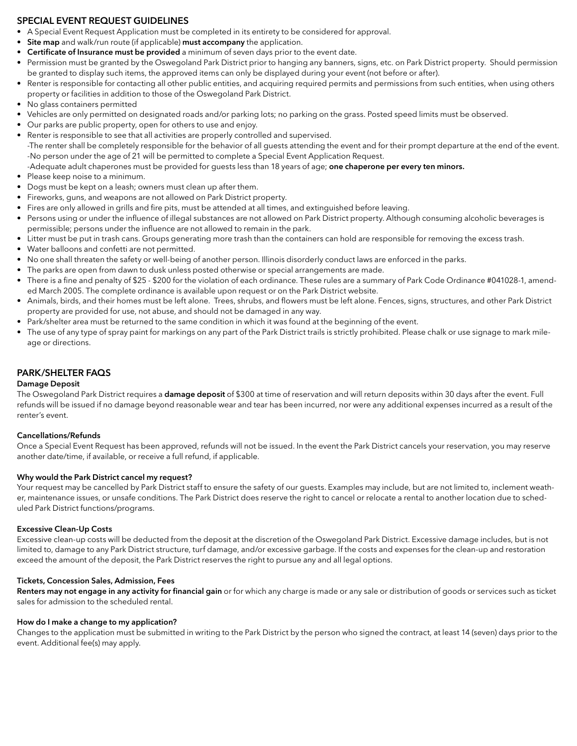## SPECIAL EVENT REQUEST GUIDELINES

- A Special Event Request Application must be completed in its entirety to be considered for approval.
- **Site map** and walk/run route (if applicable) **must accompany** the application.
- **Certificate of Insurance must be provided** a minimum of seven days prior to the event date.
- Permission must be granted by the Oswegoland Park District prior to hanging any banners, signs, etc. on Park District property. Should permission be granted to display such items, the approved items can only be displayed during your event (not before or after).
- Renter is responsible for contacting all other public entities, and acquiring required permits and permissions from such entities, when using others property or facilities in addition to those of the Oswegoland Park District.
- No glass containers permitted
- Vehicles are only permitted on designated roads and/or parking lots; no parking on the grass. Posted speed limits must be observed.
- Our parks are public property, open for others to use and enjoy.
- Renter is responsible to see that all activities are properly controlled and supervised.
  -The renter shall be completely responsible for the behavior of all guests attending the event and for their prompt departure at the end of the event.
  -No person under the age of 21 will be permitted to complete a Special Event Application Request.
  -Adequate adult chaperones must be provided for guests less than 18 years of age; **one chaperone per every ten minors.**
- Please keep noise to a minimum.
- Dogs must be kept on a leash; owners must clean up after them.
- Fireworks, guns, and weapons are not allowed on Park District property.
- Fires are only allowed in grills and fire pits, must be attended at all times, and extinguished before leaving.
- Persons using or under the influence of illegal substances are not allowed on Park District property. Although consuming alcoholic beverages is permissible; persons under the influence are not allowed to remain in the park.
- Litter must be put in trash cans. Groups generating more trash than the containers can hold are responsible for removing the excess trash.
- Water balloons and confetti are not permitted.
- No one shall threaten the safety or well-being of another person. Illinois disorderly conduct laws are enforced in the parks.
- The parks are open from dawn to dusk unless posted otherwise or special arrangements are made.
- There is a fine and penalty of \$25 - \$200 for the violation of each ordinance. These rules are a summary of Park Code Ordinance #041028-1, amended March 2005. The complete ordinance is available upon request or on the Park District website.
- Animals, birds, and their homes must be left alone. Trees, shrubs, and flowers must be left alone. Fences, signs, structures, and other Park District property are provided for use, not abuse, and should not be damaged in any way.
- Park/shelter area must be returned to the same condition in which it was found at the beginning of the event.
- The use of any type of spray paint for markings on any part of the Park District trails is strictly prohibited. Please chalk or use signage to mark mileage or directions.

## PARK/SHELTER FAQS

### Damage Deposit

The Oswegoland Park District requires a **damage deposit** of \$300 at time of reservation and will return deposits within 30 days after the event. Full refunds will be issued if no damage beyond reasonable wear and tear has been incurred, nor were any additional expenses incurred as a result of the renter's event.

### Cancellations/Refunds

Once a Special Event Request has been approved, refunds will not be issued. In the event the Park District cancels your reservation, you may reserve another date/time, if available, or receive a full refund, if applicable.

### Why would the Park District cancel my request?

Your request may be cancelled by Park District staff to ensure the safety of our guests. Examples may include, but are not limited to, inclement weather, maintenance issues, or unsafe conditions. The Park District does reserve the right to cancel or relocate a rental to another location due to scheduled Park District functions/programs.

### Excessive Clean-Up Costs

Excessive clean-up costs will be deducted from the deposit at the discretion of the Oswegoland Park District. Excessive damage includes, but is not limited to, damage to any Park District structure, turf damage, and/or excessive garbage. If the costs and expenses for the clean-up and restoration exceed the amount of the deposit, the Park District reserves the right to pursue any and all legal options.

### Tickets, Concession Sales, Admission, Fees

**Renters may not engage in any activity for financial gain** or for which any charge is made or any sale or distribution of goods or services such as ticket sales for admission to the scheduled rental.

### How do I make a change to my application?

Changes to the application must be submitted in writing to the Park District by the person who signed the contract, at least 14 (seven) days prior to the event. Additional fee(s) may apply.